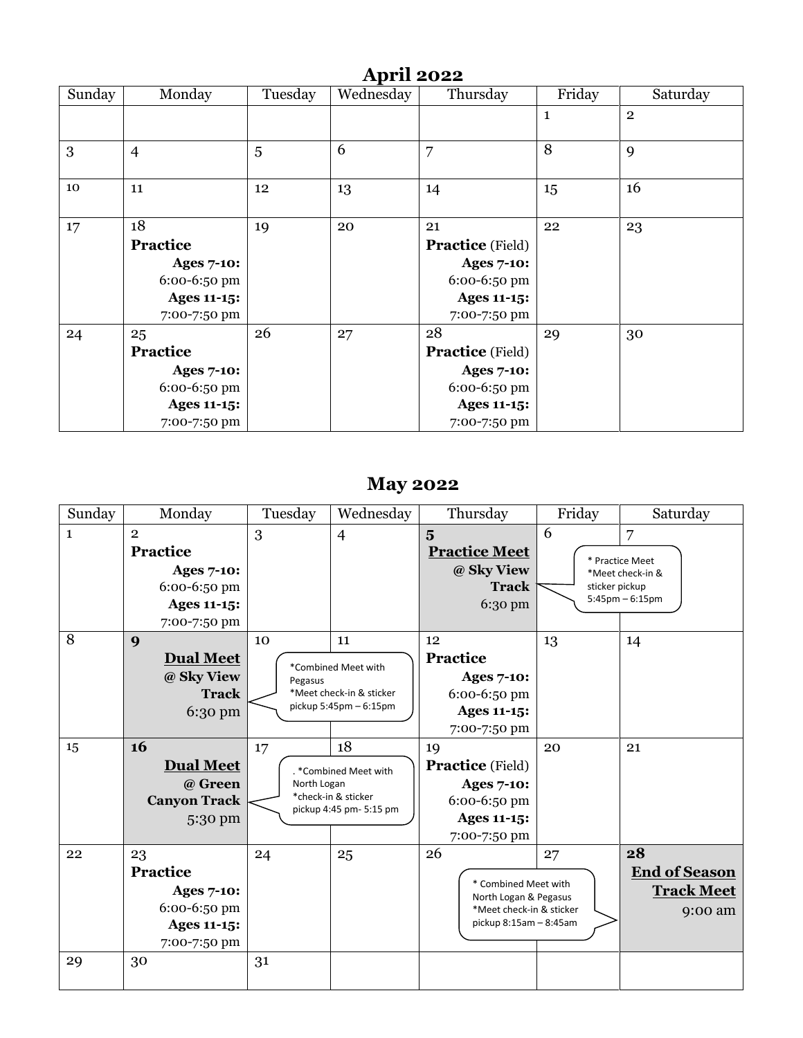## April 2022

| Sunday | Monday | Tuesday | Wednesday | Thursday | Friday | Saturday |
|---|---|---|---|---|---|---|
| | | | | | 1 | 2 |
| 3 | 4 | 5 | 6 | 7 | 8 | 9 |
| 10 | 11 | 12 | 13 | 14 | 15 | 16 |
| 17 | 18 **Practice** **Ages 7-10:** 6:00-6:50 pm **Ages 11-15:** 7:00-7:50 pm | 19 | 20 | 21 **Practice** (Field) **Ages 7-10:** 6:00-6:50 pm **Ages 11-15:** 7:00-7:50 pm | 22 | 23 |
| 24 | 25 **Practice** **Ages 7-10:** 6:00-6:50 pm **Ages 11-15:** 7:00-7:50 pm | 26 | 27 | 28 **Practice** (Field) **Ages 7-10:** 6:00-6:50 pm **Ages 11-15:** 7:00-7:50 pm | 29 | 30 |

## May 2022

| Sunday | Monday | Tuesday | Wednesday | Thursday | Friday | Saturday |
|---|---|---|---|---|---|---|
| 1 | 2 **Practice** **Ages 7-10:** 6:00-6:50 pm **Ages 11-15:** 7:00-7:50 pm | 3 | 4 | **5** **Practice Meet** **@ Sky View Track** 6:30 pm | 6 * Practice Meet *Meet check-in & sticker pickup 5:45pm – 6:15pm | 7 |
| 8 | **9** **Dual Meet** **@ Sky View Track** 6:30 pm | 10 *Combined Meet with Pegasus *Meet check-in & sticker pickup 5:45pm – 6:15pm | 11 | 12 **Practice** **Ages 7-10:** 6:00-6:50 pm **Ages 11-15:** 7:00-7:50 pm | 13 | 14 |
| 15 | **16** **Dual Meet** **@ Green Canyon Track** 5:30 pm | 17 . *Combined Meet with North Logan *check-in & sticker pickup 4:45 pm- 5:15 pm | 18 | 19 **Practice** (Field) **Ages 7-10:** 6:00-6:50 pm **Ages 11-15:** 7:00-7:50 pm | 20 | 21 |
| 22 | 23 **Practice** **Ages 7-10:** 6:00-6:50 pm **Ages 11-15:** 7:00-7:50 pm | 24 | 25 | 26 * Combined Meet with North Logan & Pegasus *Meet check-in & sticker pickup 8:15am – 8:45am | 27 | **28** **End of Season Track Meet** 9:00 am |
| 29 | 30 | 31 | | | | |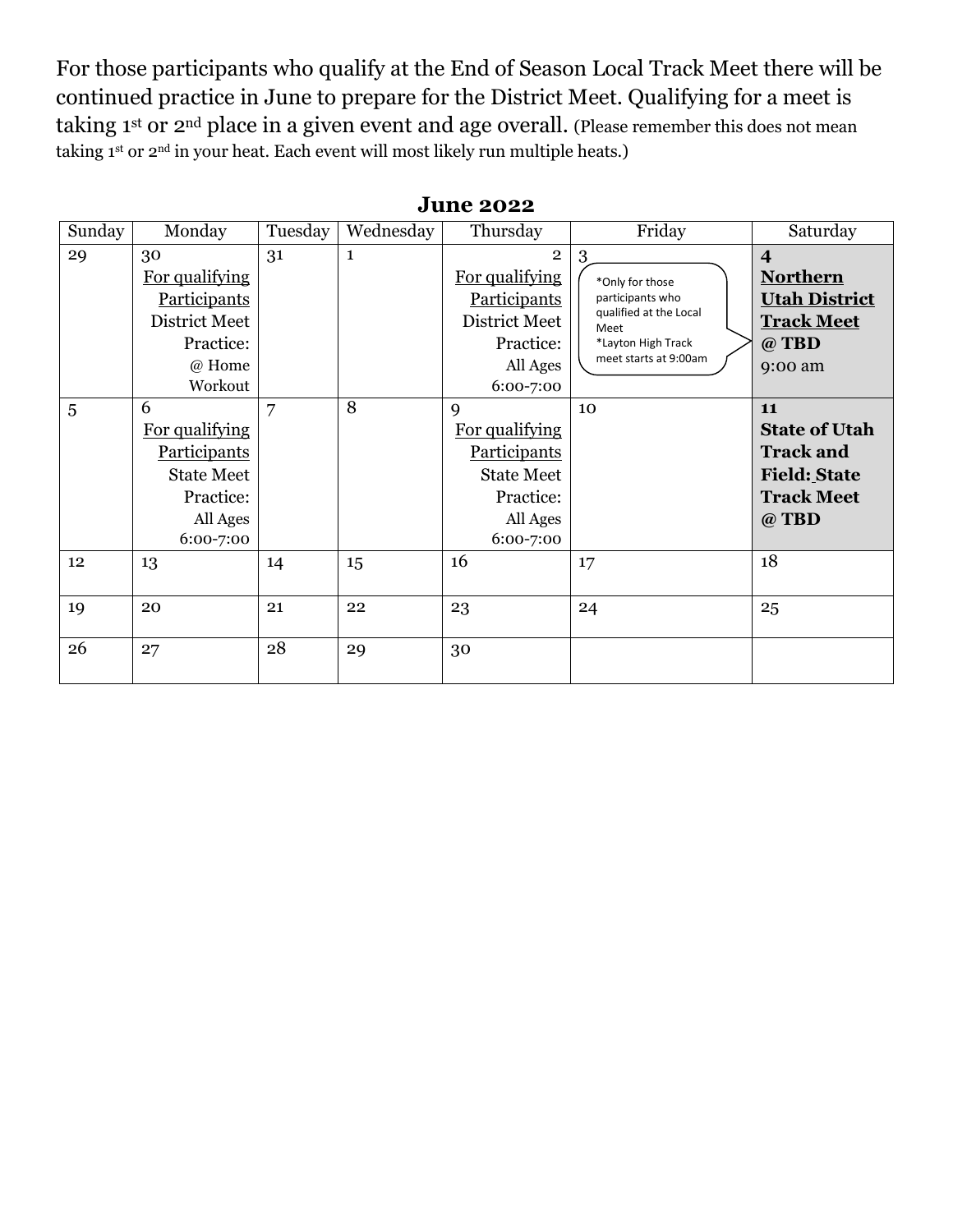For those participants who qualify at the End of Season Local Track Meet there will be continued practice in June to prepare for the District Meet. Qualifying for a meet is taking 1st or 2nd place in a given event and age overall. (Please remember this does not mean taking 1st or 2nd in your heat. Each event will most likely run multiple heats.)

**June 2022**

| Sunday | Monday | Tuesday | Wednesday | Thursday | Friday | Saturday |
|---|---|---|---|---|---|---|
| 29 | 30<br>For qualifying Participants<br>District Meet Practice:<br>@ Home Workout | 31 | 1 | 2<br>For qualifying Participants<br>District Meet Practice:<br>All Ages<br>6:00-7:00 | 3<br>*Only for those participants who qualified at the Local Meet<br>*Layton High Track meet starts at 9:00am | **4**<br>**Northern Utah District Track Meet**<br>**@ TBD**<br>9:00 am |
| 5 | 6<br>For qualifying Participants<br>State Meet Practice:<br>All Ages<br>6:00-7:00 | 7 | 8 | 9<br>For qualifying Participants<br>State Meet Practice:<br>All Ages<br>6:00-7:00 | 10 | **11**<br>**State of Utah Track and Field: State Track Meet**<br>**@ TBD** |
| 12 | 13 | 14 | 15 | 16 | 17 | 18 |
| 19 | 20 | 21 | 22 | 23 | 24 | 25 |
| 26 | 27 | 28 | 29 | 30 | | |